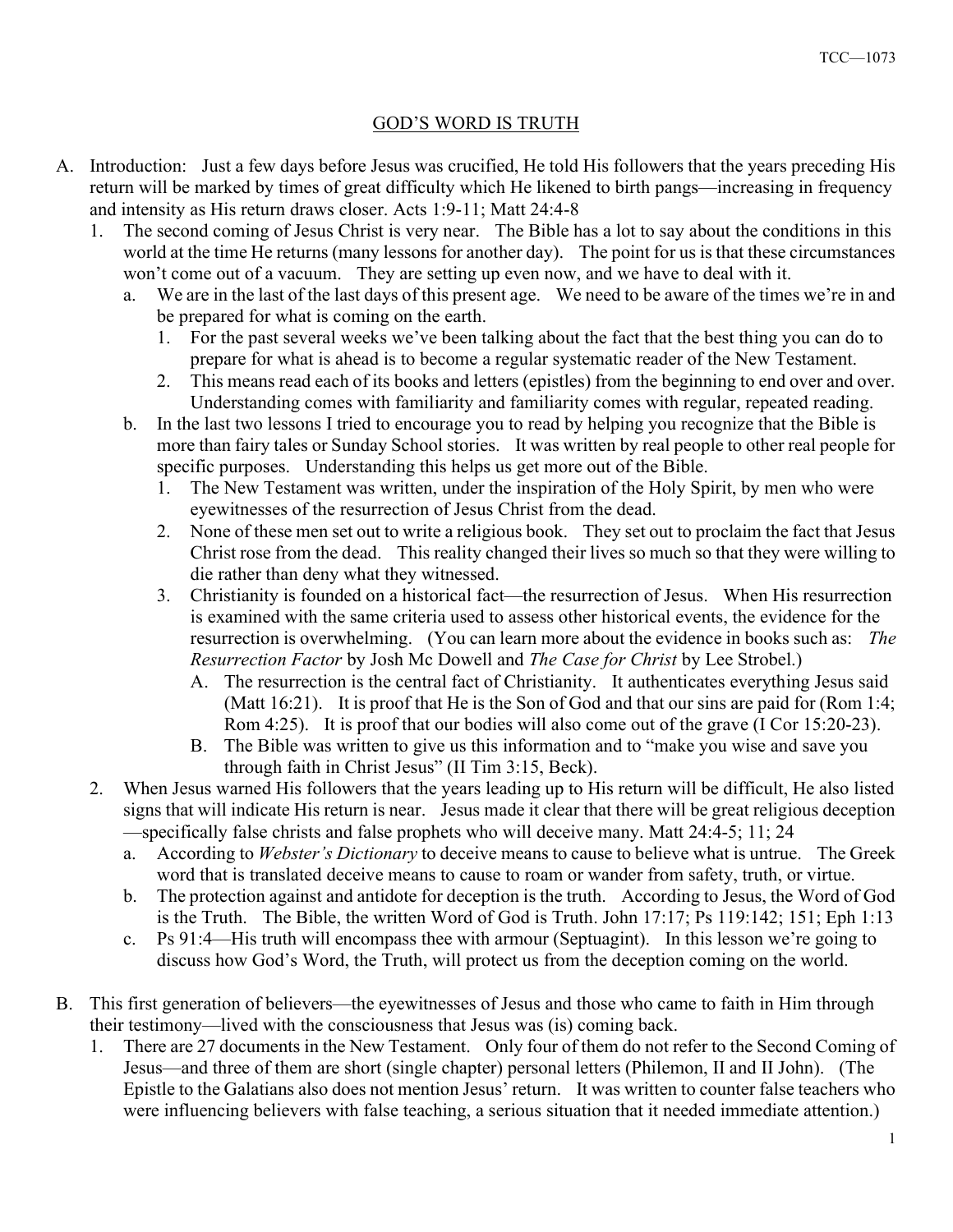# GOD'S WORD IS TRUTH

A. Introduction: Just a few days before Jesus was crucified, He told His followers that the years preceding His return will be marked by times of great difficulty which He likened to birth pangs—increasing in frequency and intensity as His return draws closer. Acts 1:9-11; Matt 24:4-8

1. The second coming of Jesus Christ is very near. The Bible has a lot to say about the conditions in this world at the time He returns (many lessons for another day). The point for us is that these circumstances won't come out of a vacuum. They are setting up even now, and we have to deal with it.
    a. We are in the last of the last days of this present age. We need to be aware of the times we're in and be prepared for what is coming on the earth.
        1. For the past several weeks we've been talking about the fact that the best thing you can do to prepare for what is ahead is to become a regular systematic reader of the New Testament.
        2. This means read each of its books and letters (epistles) from the beginning to end over and over. Understanding comes with familiarity and familiarity comes with regular, repeated reading.
    b. In the last two lessons I tried to encourage you to read by helping you recognize that the Bible is more than fairy tales or Sunday School stories. It was written by real people to other real people for specific purposes. Understanding this helps us get more out of the Bible.
        1. The New Testament was written, under the inspiration of the Holy Spirit, by men who were eyewitnesses of the resurrection of Jesus Christ from the dead.
        2. None of these men set out to write a religious book. They set out to proclaim the fact that Jesus Christ rose from the dead. This reality changed their lives so much so that they were willing to die rather than deny what they witnessed.
        3. Christianity is founded on a historical fact—the resurrection of Jesus. When His resurrection is examined with the same criteria used to assess other historical events, the evidence for the resurrection is overwhelming. (You can learn more about the evidence in books such as: *The Resurrection Factor* by Josh Mc Dowell and *The Case for Christ* by Lee Strobel.)
            A. The resurrection is the central fact of Christianity. It authenticates everything Jesus said (Matt 16:21). It is proof that He is the Son of God and that our sins are paid for (Rom 1:4; Rom 4:25). It is proof that our bodies will also come out of the grave (I Cor 15:20-23).
            B. The Bible was written to give us this information and to "make you wise and save you through faith in Christ Jesus" (II Tim 3:15, Beck).
2. When Jesus warned His followers that the years leading up to His return will be difficult, He also listed signs that will indicate His return is near. Jesus made it clear that there will be great religious deception —specifically false christs and false prophets who will deceive many. Matt 24:4-5; 11; 24
    a. According to *Webster's Dictionary* to deceive means to cause to believe what is untrue. The Greek word that is translated deceive means to cause to roam or wander from safety, truth, or virtue.
    b. The protection against and antidote for deception is the truth. According to Jesus, the Word of God is the Truth. The Bible, the written Word of God is Truth. John 17:17; Ps 119:142; 151; Eph 1:13
    c. Ps 91:4—His truth will encompass thee with armour (Septuagint). In this lesson we're going to discuss how God's Word, the Truth, will protect us from the deception coming on the world.

B. This first generation of believers—the eyewitnesses of Jesus and those who came to faith in Him through their testimony—lived with the consciousness that Jesus was (is) coming back.

1. There are 27 documents in the New Testament. Only four of them do not refer to the Second Coming of Jesus—and three of them are short (single chapter) personal letters (Philemon, II and II John). (The Epistle to the Galatians also does not mention Jesus' return. It was written to counter false teachers who were influencing believers with false teaching, a serious situation that it needed immediate attention.)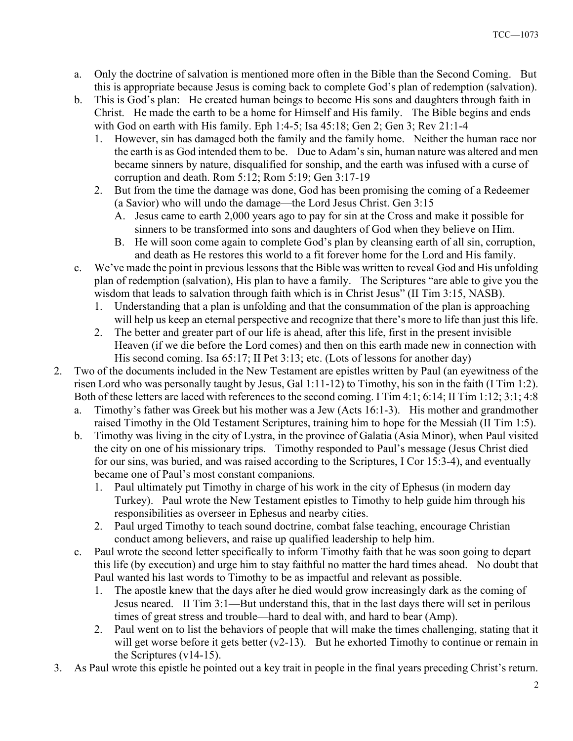a. Only the doctrine of salvation is mentioned more often in the Bible than the Second Coming. But this is appropriate because Jesus is coming back to complete God's plan of redemption (salvation).
b. This is God's plan: He created human beings to become His sons and daughters through faith in Christ. He made the earth to be a home for Himself and His family. The Bible begins and ends with God on earth with His family. Eph 1:4-5; Isa 45:18; Gen 2; Gen 3; Rev 21:1-4
   1. However, sin has damaged both the family and the family home. Neither the human race nor the earth is as God intended them to be. Due to Adam's sin, human nature was altered and men became sinners by nature, disqualified for sonship, and the earth was infused with a curse of corruption and death. Rom 5:12; Rom 5:19; Gen 3:17-19
   2. But from the time the damage was done, God has been promising the coming of a Redeemer (a Savior) who will undo the damage—the Lord Jesus Christ. Gen 3:15
      A. Jesus came to earth 2,000 years ago to pay for sin at the Cross and make it possible for sinners to be transformed into sons and daughters of God when they believe on Him.
      B. He will soon come again to complete God's plan by cleansing earth of all sin, corruption, and death as He restores this world to a fit forever home for the Lord and His family.
c. We've made the point in previous lessons that the Bible was written to reveal God and His unfolding plan of redemption (salvation), His plan to have a family. The Scriptures "are able to give you the wisdom that leads to salvation through faith which is in Christ Jesus" (II Tim 3:15, NASB).
   1. Understanding that a plan is unfolding and that the consummation of the plan is approaching will help us keep an eternal perspective and recognize that there's more to life than just this life.
   2. The better and greater part of our life is ahead, after this life, first in the present invisible Heaven (if we die before the Lord comes) and then on this earth made new in connection with His second coming. Isa 65:17; II Pet 3:13; etc. (Lots of lessons for another day)

2. Two of the documents included in the New Testament are epistles written by Paul (an eyewitness of the risen Lord who was personally taught by Jesus, Gal 1:11-12) to Timothy, his son in the faith (I Tim 1:2). Both of these letters are laced with references to the second coming. I Tim 4:1; 6:14; II Tim 1:12; 3:1; 4:8
   a. Timothy's father was Greek but his mother was a Jew (Acts 16:1-3). His mother and grandmother raised Timothy in the Old Testament Scriptures, training him to hope for the Messiah (II Tim 1:5).
   b. Timothy was living in the city of Lystra, in the province of Galatia (Asia Minor), when Paul visited the city on one of his missionary trips. Timothy responded to Paul's message (Jesus Christ died for our sins, was buried, and was raised according to the Scriptures, I Cor 15:3-4), and eventually became one of Paul's most constant companions.
      1. Paul ultimately put Timothy in charge of his work in the city of Ephesus (in modern day Turkey). Paul wrote the New Testament epistles to Timothy to help guide him through his responsibilities as overseer in Ephesus and nearby cities.
      2. Paul urged Timothy to teach sound doctrine, combat false teaching, encourage Christian conduct among believers, and raise up qualified leadership to help him.
   c. Paul wrote the second letter specifically to inform Timothy faith that he was soon going to depart this life (by execution) and urge him to stay faithful no matter the hard times ahead. No doubt that Paul wanted his last words to Timothy to be as impactful and relevant as possible.
      1. The apostle knew that the days after he died would grow increasingly dark as the coming of Jesus neared. II Tim 3:1—But understand this, that in the last days there will set in perilous times of great stress and trouble—hard to deal with, and hard to bear (Amp).
      2. Paul went on to list the behaviors of people that will make the times challenging, stating that it will get worse before it gets better (v2-13). But he exhorted Timothy to continue or remain in the Scriptures (v14-15).

3. As Paul wrote this epistle he pointed out a key trait in people in the final years preceding Christ's return.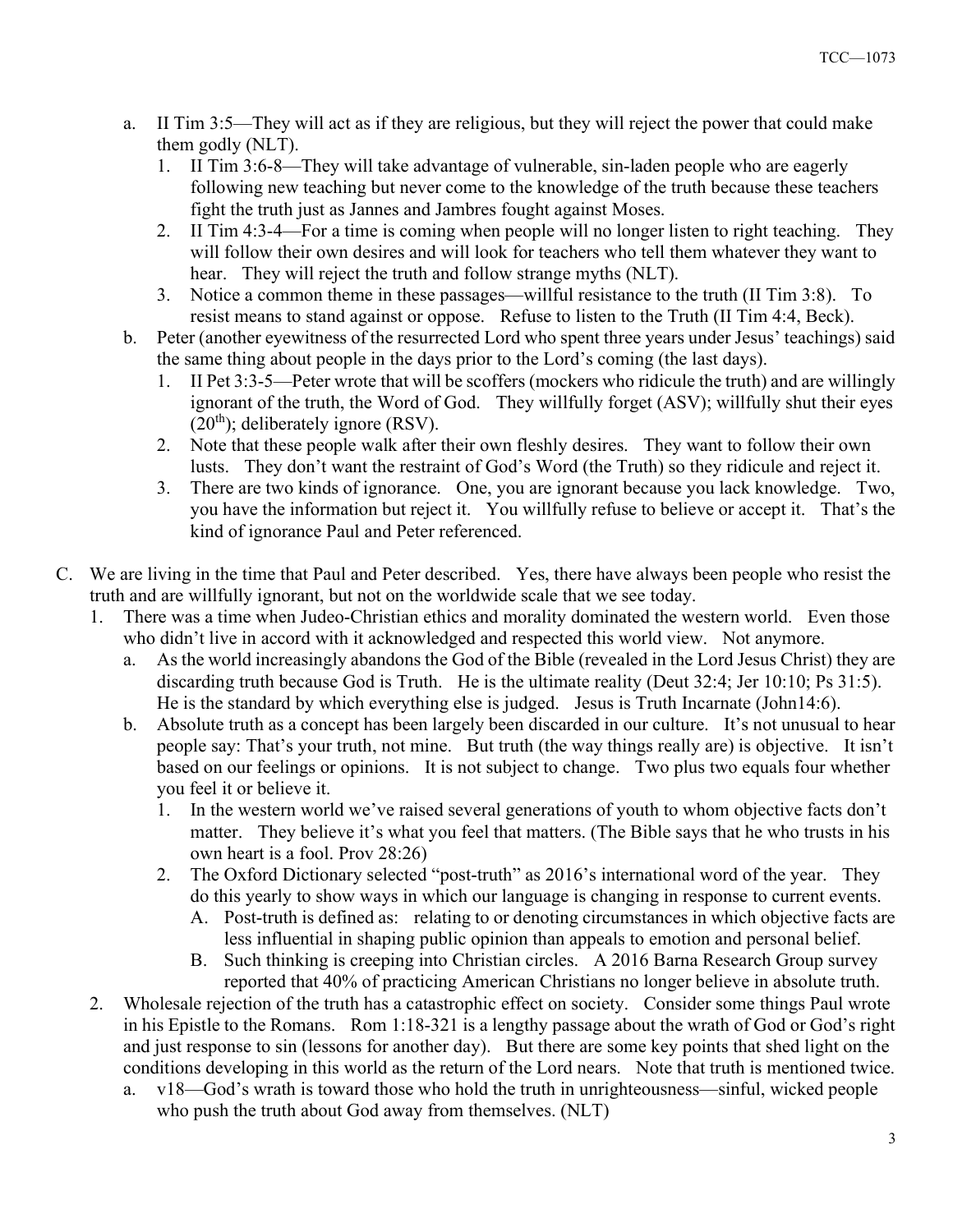a. II Tim 3:5—They will act as if they are religious, but they will reject the power that could make them godly (NLT).
   1. II Tim 3:6-8—They will take advantage of vulnerable, sin-laden people who are eagerly following new teaching but never come to the knowledge of the truth because these teachers fight the truth just as Jannes and Jambres fought against Moses.
   2. II Tim 4:3-4—For a time is coming when people will no longer listen to right teaching. They will follow their own desires and will look for teachers who tell them whatever they want to hear. They will reject the truth and follow strange myths (NLT).
   3. Notice a common theme in these passages—willful resistance to the truth (II Tim 3:8). To resist means to stand against or oppose. Refuse to listen to the Truth (II Tim 4:4, Beck).

b. Peter (another eyewitness of the resurrected Lord who spent three years under Jesus' teachings) said the same thing about people in the days prior to the Lord's coming (the last days).
   1. II Pet 3:3-5—Peter wrote that will be scoffers (mockers who ridicule the truth) and are willingly ignorant of the truth, the Word of God. They willfully forget (ASV); willfully shut their eyes (20th); deliberately ignore (RSV).
   2. Note that these people walk after their own fleshly desires. They want to follow their own lusts. They don't want the restraint of God's Word (the Truth) so they ridicule and reject it.
   3. There are two kinds of ignorance. One, you are ignorant because you lack knowledge. Two, you have the information but reject it. You willfully refuse to believe or accept it. That's the kind of ignorance Paul and Peter referenced.

C. We are living in the time that Paul and Peter described. Yes, there have always been people who resist the truth and are willfully ignorant, but not on the worldwide scale that we see today.
   1. There was a time when Judeo-Christian ethics and morality dominated the western world. Even those who didn't live in accord with it acknowledged and respected this world view. Not anymore.
      a. As the world increasingly abandons the God of the Bible (revealed in the Lord Jesus Christ) they are discarding truth because God is Truth. He is the ultimate reality (Deut 32:4; Jer 10:10; Ps 31:5). He is the standard by which everything else is judged. Jesus is Truth Incarnate (John14:6).
      b. Absolute truth as a concept has been largely been discarded in our culture. It's not unusual to hear people say: That's your truth, not mine. But truth (the way things really are) is objective. It isn't based on our feelings or opinions. It is not subject to change. Two plus two equals four whether you feel it or believe it.
         1. In the western world we've raised several generations of youth to whom objective facts don't matter. They believe it's what you feel that matters. (The Bible says that he who trusts in his own heart is a fool. Prov 28:26)
         2. The Oxford Dictionary selected "post-truth" as 2016's international word of the year. They do this yearly to show ways in which our language is changing in response to current events.
            A. Post-truth is defined as: relating to or denoting circumstances in which objective facts are less influential in shaping public opinion than appeals to emotion and personal belief.
            B. Such thinking is creeping into Christian circles. A 2016 Barna Research Group survey reported that 40% of practicing American Christians no longer believe in absolute truth.
   2. Wholesale rejection of the truth has a catastrophic effect on society. Consider some things Paul wrote in his Epistle to the Romans. Rom 1:18-321 is a lengthy passage about the wrath of God or God's right and just response to sin (lessons for another day). But there are some key points that shed light on the conditions developing in this world as the return of the Lord nears. Note that truth is mentioned twice.
      a. v18—God's wrath is toward those who hold the truth in unrighteousness—sinful, wicked people who push the truth about God away from themselves. (NLT)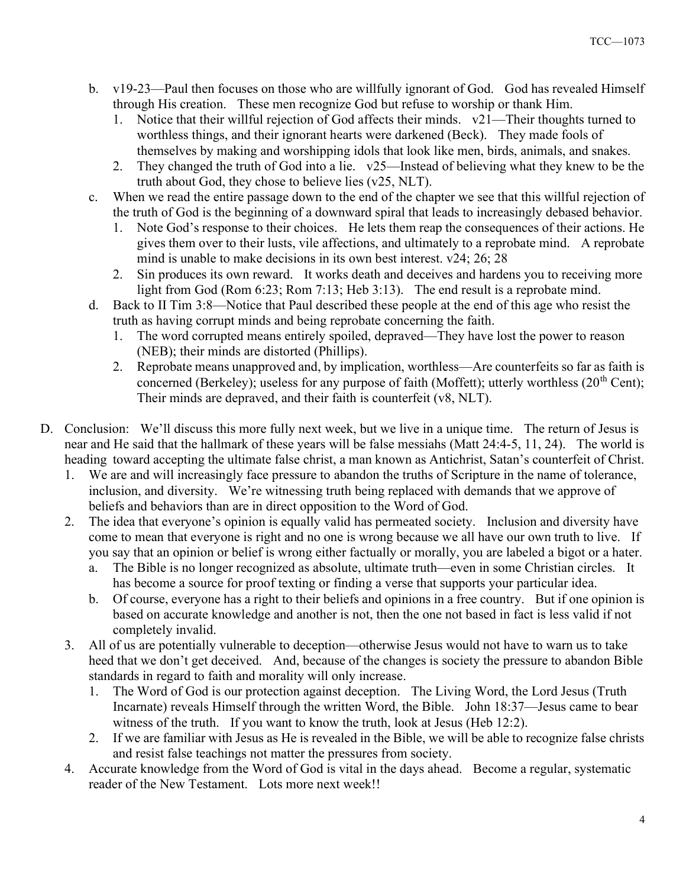b. v19-23—Paul then focuses on those who are willfully ignorant of God. God has revealed Himself through His creation. These men recognize God but refuse to worship or thank Him.
   1. Notice that their willful rejection of God affects their minds. v21—Their thoughts turned to worthless things, and their ignorant hearts were darkened (Beck). They made fools of themselves by making and worshipping idols that look like men, birds, animals, and snakes.
   2. They changed the truth of God into a lie. v25—Instead of believing what they knew to be the truth about God, they chose to believe lies (v25, NLT).

c. When we read the entire passage down to the end of the chapter we see that this willful rejection of the truth of God is the beginning of a downward spiral that leads to increasingly debased behavior.
   1. Note God's response to their choices. He lets them reap the consequences of their actions. He gives them over to their lusts, vile affections, and ultimately to a reprobate mind. A reprobate mind is unable to make decisions in its own best interest. v24; 26; 28
   2. Sin produces its own reward. It works death and deceives and hardens you to receiving more light from God (Rom 6:23; Rom 7:13; Heb 3:13). The end result is a reprobate mind.

d. Back to II Tim 3:8—Notice that Paul described these people at the end of this age who resist the truth as having corrupt minds and being reprobate concerning the faith.
   1. The word corrupted means entirely spoiled, depraved—They have lost the power to reason (NEB); their minds are distorted (Phillips).
   2. Reprobate means unapproved and, by implication, worthless—Are counterfeits so far as faith is concerned (Berkeley); useless for any purpose of faith (Moffett); utterly worthless (20th Cent); Their minds are depraved, and their faith is counterfeit (v8, NLT).

D. Conclusion: We'll discuss this more fully next week, but we live in a unique time. The return of Jesus is near and He said that the hallmark of these years will be false messiahs (Matt 24:4-5, 11, 24). The world is heading toward accepting the ultimate false christ, a man known as Antichrist, Satan's counterfeit of Christ.
   1. We are and will increasingly face pressure to abandon the truths of Scripture in the name of tolerance, inclusion, and diversity. We're witnessing truth being replaced with demands that we approve of beliefs and behaviors than are in direct opposition to the Word of God.
   2. The idea that everyone's opinion is equally valid has permeated society. Inclusion and diversity have come to mean that everyone is right and no one is wrong because we all have our own truth to live. If you say that an opinion or belief is wrong either factually or morally, you are labeled a bigot or a hater.
      a. The Bible is no longer recognized as absolute, ultimate truth—even in some Christian circles. It has become a source for proof texting or finding a verse that supports your particular idea.
      b. Of course, everyone has a right to their beliefs and opinions in a free country. But if one opinion is based on accurate knowledge and another is not, then the one not based in fact is less valid if not completely invalid.
   3. All of us are potentially vulnerable to deception—otherwise Jesus would not have to warn us to take heed that we don't get deceived. And, because of the changes is society the pressure to abandon Bible standards in regard to faith and morality will only increase.
      1. The Word of God is our protection against deception. The Living Word, the Lord Jesus (Truth Incarnate) reveals Himself through the written Word, the Bible. John 18:37—Jesus came to bear witness of the truth. If you want to know the truth, look at Jesus (Heb 12:2).
      2. If we are familiar with Jesus as He is revealed in the Bible, we will be able to recognize false christs and resist false teachings not matter the pressures from society.
   4. Accurate knowledge from the Word of God is vital in the days ahead. Become a regular, systematic reader of the New Testament. Lots more next week!!